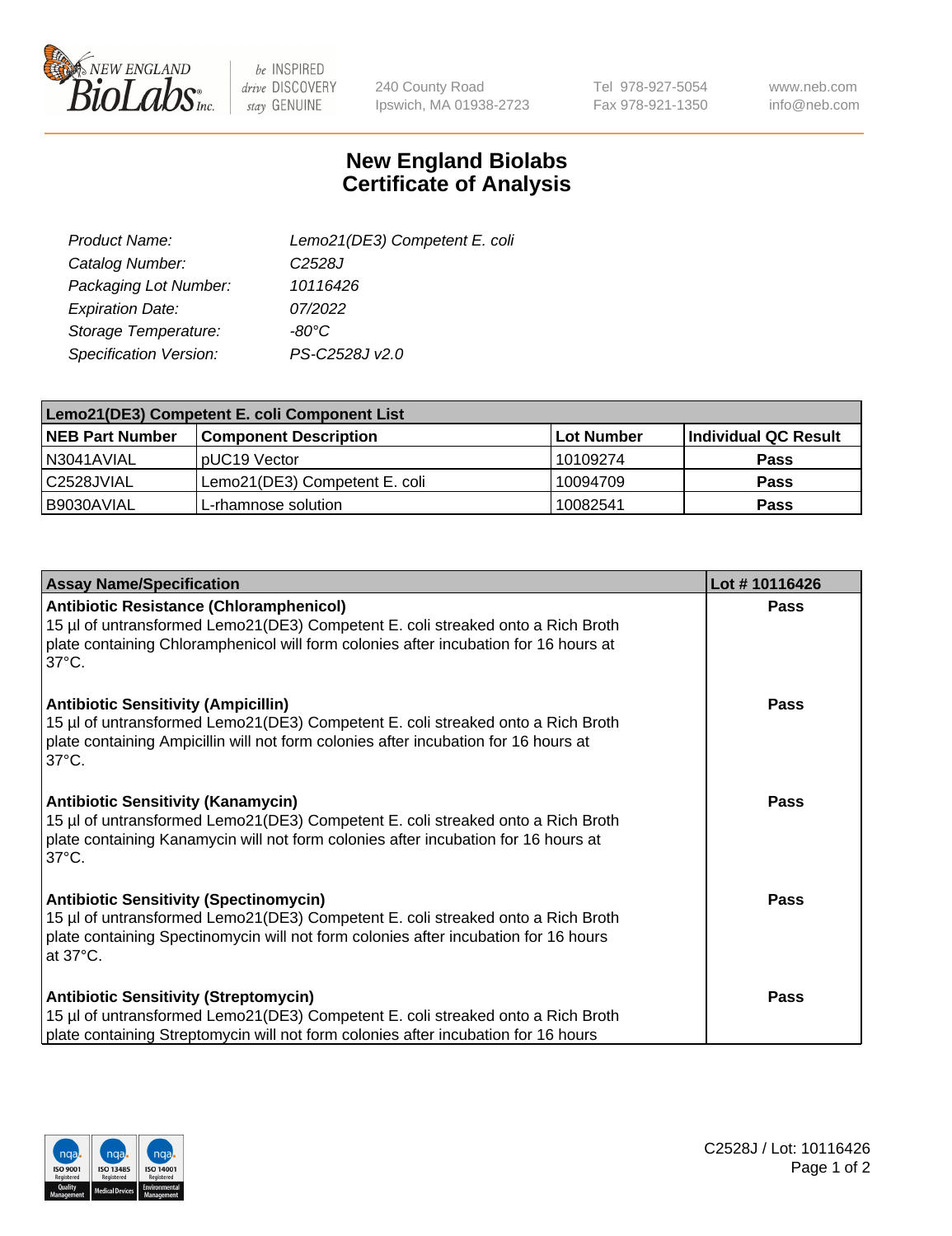# New England Biolabs Certificate of Analysis

| | |
|---|---|
| Product Name: | Lemo21(DE3) Competent E. coli |
| Catalog Number: | C2528J |
| Packaging Lot Number: | 10116426 |
| Expiration Date: | 07/2022 |
| Storage Temperature: | -80°C |
| Specification Version: | PS-C2528J v2.0 |

| Lemo21(DE3) Competent E. coli Component List | | | |
|---|---|---|---|
| **NEB Part Number** | **Component Description** | **Lot Number** | **Individual QC Result** |
| N3041AVIAL | pUC19 Vector | 10109274 | **Pass** |
| C2528JVIAL | Lemo21(DE3) Competent E. coli | 10094709 | **Pass** |
| B9030AVIAL | L-rhamnose solution | 10082541 | **Pass** |

| Assay Name/Specification | Lot # 10116426 |
|---|---|
| **Antibiotic Resistance (Chloramphenicol)**<br>15 µl of untransformed Lemo21(DE3) Competent E. coli streaked onto a Rich Broth plate containing Chloramphenicol will form colonies after incubation for 16 hours at 37°C. | **Pass** |
| **Antibiotic Sensitivity (Ampicillin)**<br>15 µl of untransformed Lemo21(DE3) Competent E. coli streaked onto a Rich Broth plate containing Ampicillin will not form colonies after incubation for 16 hours at 37°C. | **Pass** |
| **Antibiotic Sensitivity (Kanamycin)**<br>15 µl of untransformed Lemo21(DE3) Competent E. coli streaked onto a Rich Broth plate containing Kanamycin will not form colonies after incubation for 16 hours at 37°C. | **Pass** |
| **Antibiotic Sensitivity (Spectinomycin)**<br>15 µl of untransformed Lemo21(DE3) Competent E. coli streaked onto a Rich Broth plate containing Spectinomycin will not form colonies after incubation for 16 hours at 37°C. | **Pass** |
| **Antibiotic Sensitivity (Streptomycin)**<br>15 µl of untransformed Lemo21(DE3) Competent E. coli streaked onto a Rich Broth plate containing Streptomycin will not form colonies after incubation for 16 hours | **Pass** |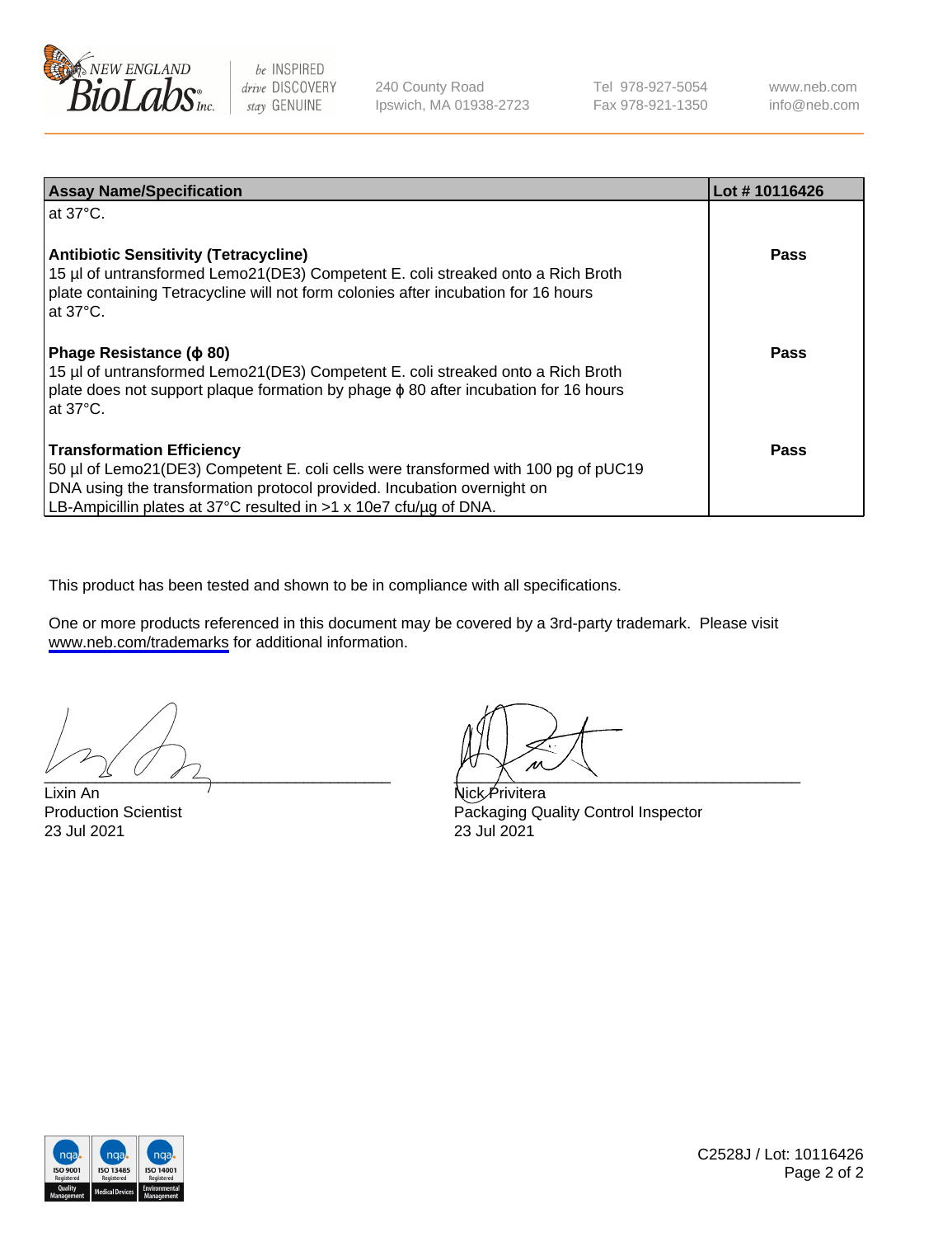| Assay Name/Specification | Lot # 10116426 |
|---|---|
| at 37°C. | |
| **Antibiotic Sensitivity (Tetracycline)**<br>15 µl of untransformed Lemo21(DE3) Competent E. coli streaked onto a Rich Broth plate containing Tetracycline will not form colonies after incubation for 16 hours at 37°C. | **Pass** |
| **Phage Resistance (ϕ 80)**<br>15 µl of untransformed Lemo21(DE3) Competent E. coli streaked onto a Rich Broth plate does not support plaque formation by phage ϕ 80 after incubation for 16 hours at 37°C. | **Pass** |
| **Transformation Efficiency**<br>50 µl of Lemo21(DE3) Competent E. coli cells were transformed with 100 pg of pUC19 DNA using the transformation protocol provided. Incubation overnight on LB-Ampicillin plates at 37°C resulted in >1 x 10e7 cfu/µg of DNA. | **Pass** |

This product has been tested and shown to be in compliance with all specifications.

One or more products referenced in this document may be covered by a 3rd-party trademark. Please visit www.neb.com/trademarks for additional information.

Lixin An
Production Scientist
23 Jul 2021

Nick Privitera
Packaging Quality Control Inspector
23 Jul 2021

C2528J / Lot: 10116426